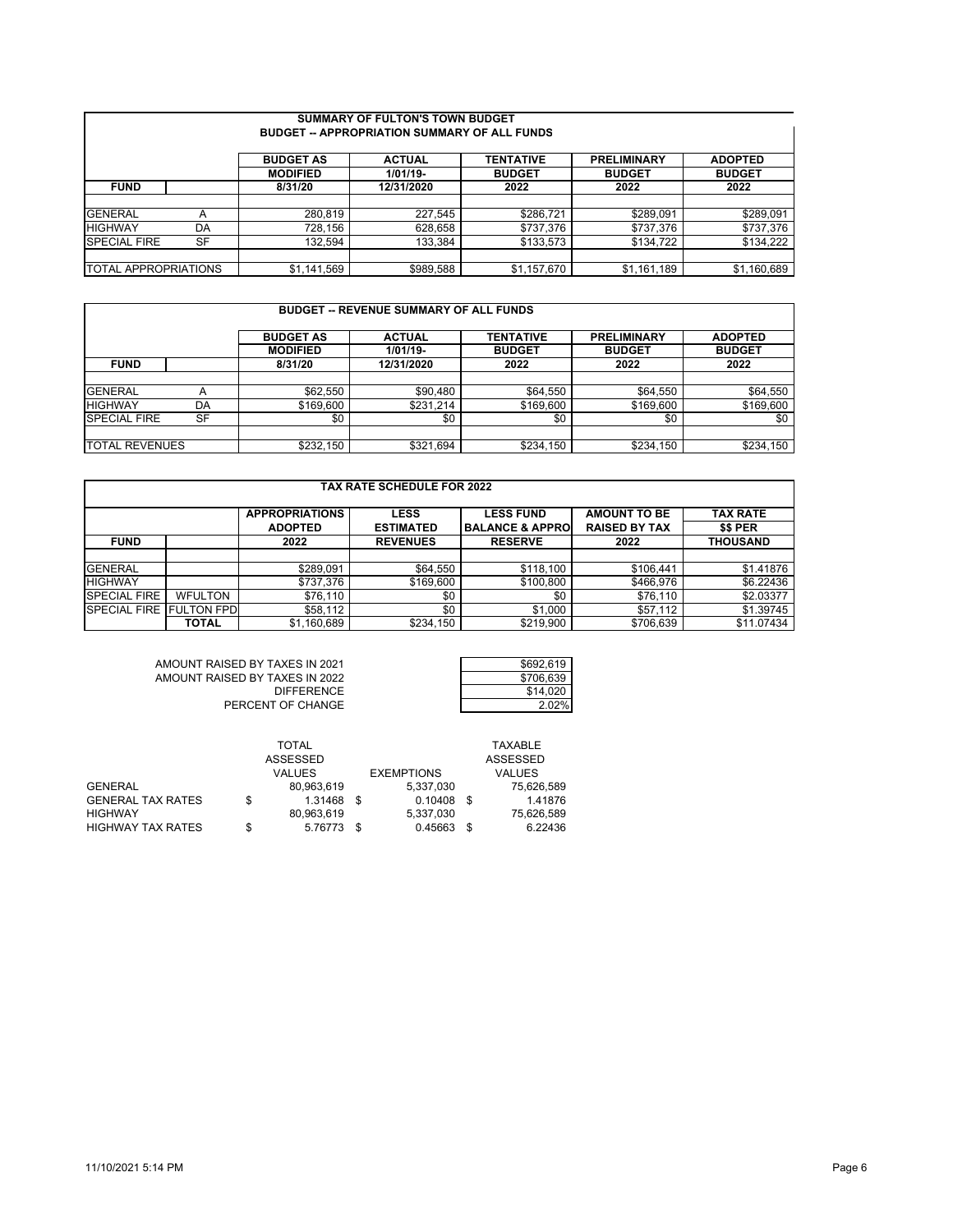## SUMMARY OF FULTON'S TOWN BUDGET

### BUDGET -- APPROPRIATION SUMMARY OF ALL FUNDS

| FUND | | BUDGET AS MODIFIED 8/31/20 | ACTUAL 1/01/19-12/31/2020 | TENTATIVE BUDGET 2022 | PRELIMINARY BUDGET 2022 | ADOPTED BUDGET 2022 |
|---|---|---|---|---|---|---|
| GENERAL | A | 280,819 | 227,545 | $286,721 | $289,091 | $289,091 |
| HIGHWAY | DA | 728,156 | 628,658 | $737,376 | $737,376 | $737,376 |
| SPECIAL FIRE | SF | 132,594 | 133,384 | $133,573 | $134,722 | $134,222 |
| TOTAL APPROPRIATIONS | | $1,141,569 | $989,588 | $1,157,670 | $1,161,189 | $1,160,689 |

### BUDGET -- REVENUE SUMMARY OF ALL FUNDS

| FUND | | BUDGET AS MODIFIED 8/31/20 | ACTUAL 1/01/19-12/31/2020 | TENTATIVE BUDGET 2022 | PRELIMINARY BUDGET 2022 | ADOPTED BUDGET 2022 |
|---|---|---|---|---|---|---|
| GENERAL | A | $62,550 | $90,480 | $64,550 | $64,550 | $64,550 |
| HIGHWAY | DA | $169,600 | $231,214 | $169,600 | $169,600 | $169,600 |
| SPECIAL FIRE | SF | $0 | $0 | $0 | $0 | $0 |
| TOTAL REVENUES | | $232,150 | $321,694 | $234,150 | $234,150 | $234,150 |

### TAX RATE SCHEDULE FOR 2022

| FUND | | APPROPRIATIONS ADOPTED 2022 | LESS ESTIMATED REVENUES | LESS FUND BALANCE & APPRO RESERVE | AMOUNT TO BE RAISED BY TAX 2022 | TAX RATE $$ PER THOUSAND |
|---|---|---|---|---|---|---|
| GENERAL | | $289,091 | $64,550 | $118,100 | $106,441 | $1.41876 |
| HIGHWAY | | $737,376 | $169,600 | $100,800 | $466,976 | $6.22436 |
| SPECIAL FIRE | WFULTON | $76,110 | $0 | $0 | $76,110 | $2.03377 |
| SPECIAL FIRE | FULTON FPD | $58,112 | $0 | $1,000 | $57,112 | $1.39745 |
| | TOTAL | $1,160,689 | $234,150 | $219,900 | $706,639 | $11.07434 |

| | |
|---|---|
| AMOUNT RAISED BY TAXES IN 2021 | $692,619 |
| AMOUNT RAISED BY TAXES IN 2022 | $706,639 |
| DIFFERENCE | $14,020 |
| PERCENT OF CHANGE | 2.02% |

| | TOTAL ASSESSED VALUES | EXEMPTIONS | TAXABLE ASSESSED VALUES |
|---|---|---|---|
| GENERAL | 80,963,619 | 5,337,030 | 75,626,589 |
| GENERAL TAX RATES | $ 1.31468 | $ 0.10408 | $ 1.41876 |
| HIGHWAY | 80,963,619 | 5,337,030 | 75,626,589 |
| HIGHWAY TAX RATES | $ 5.76773 | $ 0.45663 | $ 6.22436 |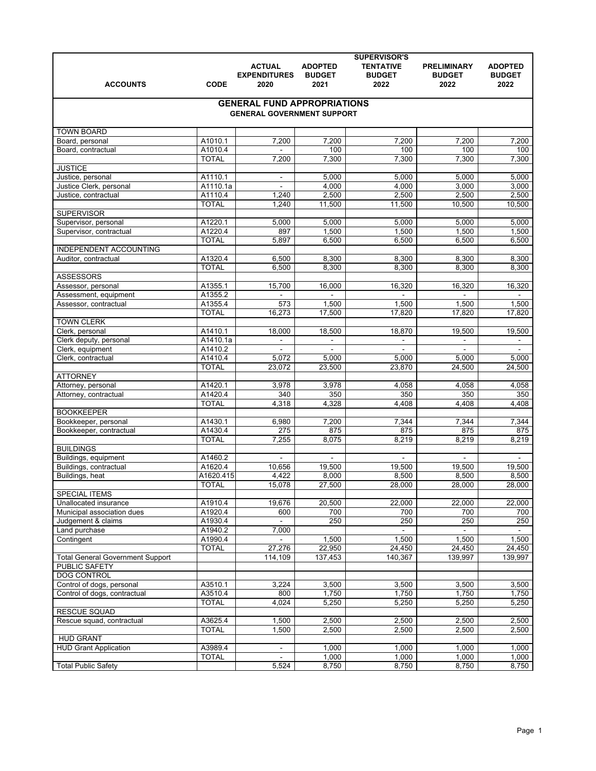| ACCOUNTS | CODE | ACTUAL EXPENDITURES 2020 | ADOPTED BUDGET 2021 | SUPERVISOR'S TENTATIVE BUDGET 2022 | PRELIMINARY BUDGET 2022 | ADOPTED BUDGET 2022 |
|---|---|---|---|---|---|---|
| **GENERAL FUND APPROPRIATIONS** | | | | | | |
| **GENERAL GOVERNMENT SUPPORT** | | | | | | |
| TOWN BOARD | | | | | | |
| Board, personal | A1010.1 | 7,200 | 7,200 | 7,200 | 7,200 | 7,200 |
| Board, contractual | A1010.4 | - | 100 | 100 | 100 | 100 |
| | TOTAL | 7,200 | 7,300 | 7,300 | 7,300 | 7,300 |
| JUSTICE | | | | | | |
| Justice, personal | A1110.1 | - | 5,000 | 5,000 | 5,000 | 5,000 |
| Justice Clerk, personal | A1110.1a | - | 4,000 | 4,000 | 3,000 | 3,000 |
| Justice, contractual | A1110.4 | 1,240 | 2,500 | 2,500 | 2,500 | 2,500 |
| | TOTAL | 1,240 | 11,500 | 11,500 | 10,500 | 10,500 |
| SUPERVISOR | | | | | | |
| Supervisor, personal | A1220.1 | 5,000 | 5,000 | 5,000 | 5,000 | 5,000 |
| Supervisor, contractual | A1220.4 | 897 | 1,500 | 1,500 | 1,500 | 1,500 |
| | TOTAL | 5,897 | 6,500 | 6,500 | 6,500 | 6,500 |
| INDEPENDENT ACCOUNTING | | | | | | |
| Auditor, contractual | A1320.4 | 6,500 | 8,300 | 8,300 | 8,300 | 8,300 |
| | TOTAL | 6,500 | 8,300 | 8,300 | 8,300 | 8,300 |
| ASSESSORS | | | | | | |
| Assessor, personal | A1355.1 | 15,700 | 16,000 | 16,320 | 16,320 | 16,320 |
| Assessment, equipment | A1355.2 | - | - | - | - | - |
| Assessor, contractual | A1355.4 | 573 | 1,500 | 1,500 | 1,500 | 1,500 |
| | TOTAL | 16,273 | 17,500 | 17,820 | 17,820 | 17,820 |
| TOWN CLERK | | | | | | |
| Clerk, personal | A1410.1 | 18,000 | 18,500 | 18,870 | 19,500 | 19,500 |
| Clerk deputy, personal | A1410.1a | - | - | - | - | - |
| Clerk, equipment | A1410.2 | - | - | - | - | - |
| Clerk, contractual | A1410.4 | 5,072 | 5,000 | 5,000 | 5,000 | 5,000 |
| | TOTAL | 23,072 | 23,500 | 23,870 | 24,500 | 24,500 |
| ATTORNEY | | | | | | |
| Attorney, personal | A1420.1 | 3,978 | 3,978 | 4,058 | 4,058 | 4,058 |
| Attorney, contractual | A1420.4 | 340 | 350 | 350 | 350 | 350 |
| | TOTAL | 4,318 | 4,328 | 4,408 | 4,408 | 4,408 |
| BOOKKEEPER | | | | | | |
| Bookkeeper, personal | A1430.1 | 6,980 | 7,200 | 7,344 | 7,344 | 7,344 |
| Bookkeeper, contractual | A1430.4 | 275 | 875 | 875 | 875 | 875 |
| | TOTAL | 7,255 | 8,075 | 8,219 | 8,219 | 8,219 |
| BUILDINGS | | | | | | |
| Buildings, equipment | A1460.2 | - | - | - | - | - |
| Buildings, contractual | A1620.4 | 10,656 | 19,500 | 19,500 | 19,500 | 19,500 |
| Buildings, heat | A1620.415 | 4,422 | 8,000 | 8,500 | 8,500 | 8,500 |
| | TOTAL | 15,078 | 27,500 | 28,000 | 28,000 | 28,000 |
| SPECIAL ITEMS | | | | | | |
| Unallocated insurance | A1910.4 | 19,676 | 20,500 | 22,000 | 22,000 | 22,000 |
| Municipal association dues | A1920.4 | 600 | 700 | 700 | 700 | 700 |
| Judgement & claims | A1930.4 | - | 250 | 250 | 250 | 250 |
| Land purchase | A1940.2 | 7,000 | | - | - | - |
| Contingent | A1990.4 | - | 1,500 | 1,500 | 1,500 | 1,500 |
| | TOTAL | 27,276 | 22,950 | 24,450 | 24,450 | 24,450 |
| Total General Government Support | | 114,109 | 137,453 | 140,367 | 139,997 | 139,997 |
| PUBLIC SAFETY | | | | | | |
| DOG CONTROL | | | | | | |
| Control of dogs, personal | A3510.1 | 3,224 | 3,500 | 3,500 | 3,500 | 3,500 |
| Control of dogs, contractual | A3510.4 | 800 | 1,750 | 1,750 | 1,750 | 1,750 |
| | TOTAL | 4,024 | 5,250 | 5,250 | 5,250 | 5,250 |
| RESCUE SQUAD | | | | | | |
| Rescue squad, contractual | A3625.4 | 1,500 | 2,500 | 2,500 | 2,500 | 2,500 |
| | TOTAL | 1,500 | 2,500 | 2,500 | 2,500 | 2,500 |
| HUD GRANT | | | | | | |
| HUD Grant Application | A3989.4 | - | 1,000 | 1,000 | 1,000 | 1,000 |
| | TOTAL | - | 1,000 | 1,000 | 1,000 | 1,000 |
| Total Public Safety | | 5,524 | 8,750 | 8,750 | 8,750 | 8,750 |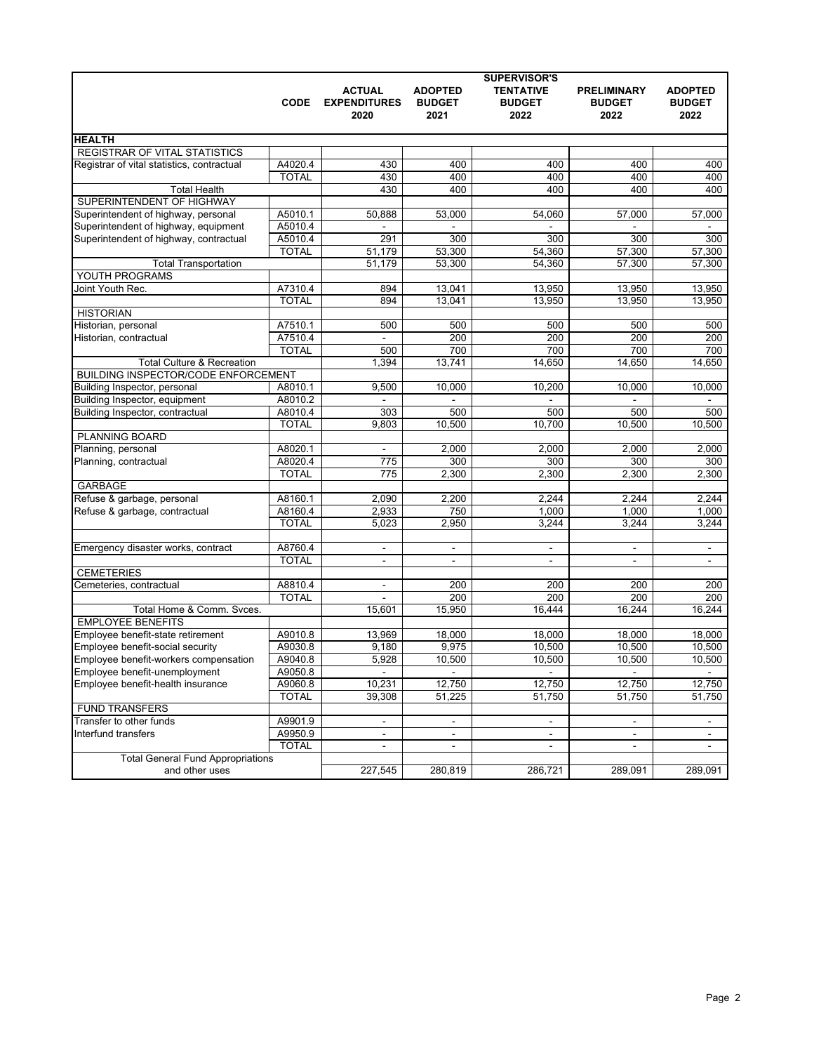| | CODE | ACTUAL EXPENDITURES 2020 | ADOPTED BUDGET 2021 | SUPERVISOR'S TENTATIVE BUDGET 2022 | PRELIMINARY BUDGET 2022 | ADOPTED BUDGET 2022 |
|---|---|---|---|---|---|---|
| **HEALTH** | | | | | | |
| REGISTRAR OF VITAL STATISTICS | | | | | | |
| Registrar of vital statistics, contractual | A4020.4 | 430 | 400 | 400 | 400 | 400 |
| | TOTAL | 430 | 400 | 400 | 400 | 400 |
| Total Health | | 430 | 400 | 400 | 400 | 400 |
| SUPERINTENDENT OF HIGHWAY | | | | | | |
| Superintendent of highway, personal | A5010.1 | 50,888 | 53,000 | 54,060 | 57,000 | 57,000 |
| Superintendent of highway, equipment | A5010.4 | - | - | - | - | - |
| Superintendent of highway, contractual | A5010.4 | 291 | 300 | 300 | 300 | 300 |
| | TOTAL | 51,179 | 53,300 | 54,360 | 57,300 | 57,300 |
| Total Transportation | | 51,179 | 53,300 | 54,360 | 57,300 | 57,300 |
| YOUTH PROGRAMS | | | | | | |
| Joint Youth Rec. | A7310.4 | 894 | 13,041 | 13,950 | 13,950 | 13,950 |
| | TOTAL | 894 | 13,041 | 13,950 | 13,950 | 13,950 |
| HISTORIAN | | | | | | |
| Historian, personal | A7510.1 | 500 | 500 | 500 | 500 | 500 |
| Historian, contractual | A7510.4 | - | 200 | 200 | 200 | 200 |
| | TOTAL | 500 | 700 | 700 | 700 | 700 |
| Total Culture & Recreation | | 1,394 | 13,741 | 14,650 | 14,650 | 14,650 |
| BUILDING INSPECTOR/CODE ENFORCEMENT | | | | | | |
| Building Inspector, personal | A8010.1 | 9,500 | 10,000 | 10,200 | 10,000 | 10,000 |
| Building Inspector, equipment | A8010.2 | - | - | - | - | - |
| Building Inspector, contractual | A8010.4 | 303 | 500 | 500 | 500 | 500 |
| | TOTAL | 9,803 | 10,500 | 10,700 | 10,500 | 10,500 |
| PLANNING BOARD | | | | | | |
| Planning, personal | A8020.1 | - | 2,000 | 2,000 | 2,000 | 2,000 |
| Planning, contractual | A8020.4 | 775 | 300 | 300 | 300 | 300 |
| | TOTAL | 775 | 2,300 | 2,300 | 2,300 | 2,300 |
| GARBAGE | | | | | | |
| Refuse & garbage, personal | A8160.1 | 2,090 | 2,200 | 2,244 | 2,244 | 2,244 |
| Refuse & garbage, contractual | A8160.4 | 2,933 | 750 | 1,000 | 1,000 | 1,000 |
| | TOTAL | 5,023 | 2,950 | 3,244 | 3,244 | 3,244 |
| | | | | | | |
| Emergency disaster works, contract | A8760.4 | - | - | - | - | - |
| | TOTAL | - | - | - | - | - |
| CEMETERIES | | | | | | |
| Cemeteries, contractual | A8810.4 | - | 200 | 200 | 200 | 200 |
| | TOTAL | - | 200 | 200 | 200 | 200 |
| Total Home & Comm. Svces. | | 15,601 | 15,950 | 16,444 | 16,244 | 16,244 |
| EMPLOYEE BENEFITS | | | | | | |
| Employee benefit-state retirement | A9010.8 | 13,969 | 18,000 | 18,000 | 18,000 | 18,000 |
| Employee benefit-social security | A9030.8 | 9,180 | 9,975 | 10,500 | 10,500 | 10,500 |
| Employee benefit-workers compensation | A9040.8 | 5,928 | 10,500 | 10,500 | 10,500 | 10,500 |
| Employee benefit-unemployment | A9050.8 | - | - | - | - | - |
| Employee benefit-health insurance | A9060.8 | 10,231 | 12,750 | 12,750 | 12,750 | 12,750 |
| | TOTAL | 39,308 | 51,225 | 51,750 | 51,750 | 51,750 |
| FUND TRANSFERS | | | | | | |
| Transfer to other funds | A9901.9 | - | - | - | - | - |
| Interfund transfers | A9950.9 | - | - | - | - | - |
| | TOTAL | - | - | - | - | - |
| Total General Fund Appropriations and other uses | | 227,545 | 280,819 | 286,721 | 289,091 | 289,091 |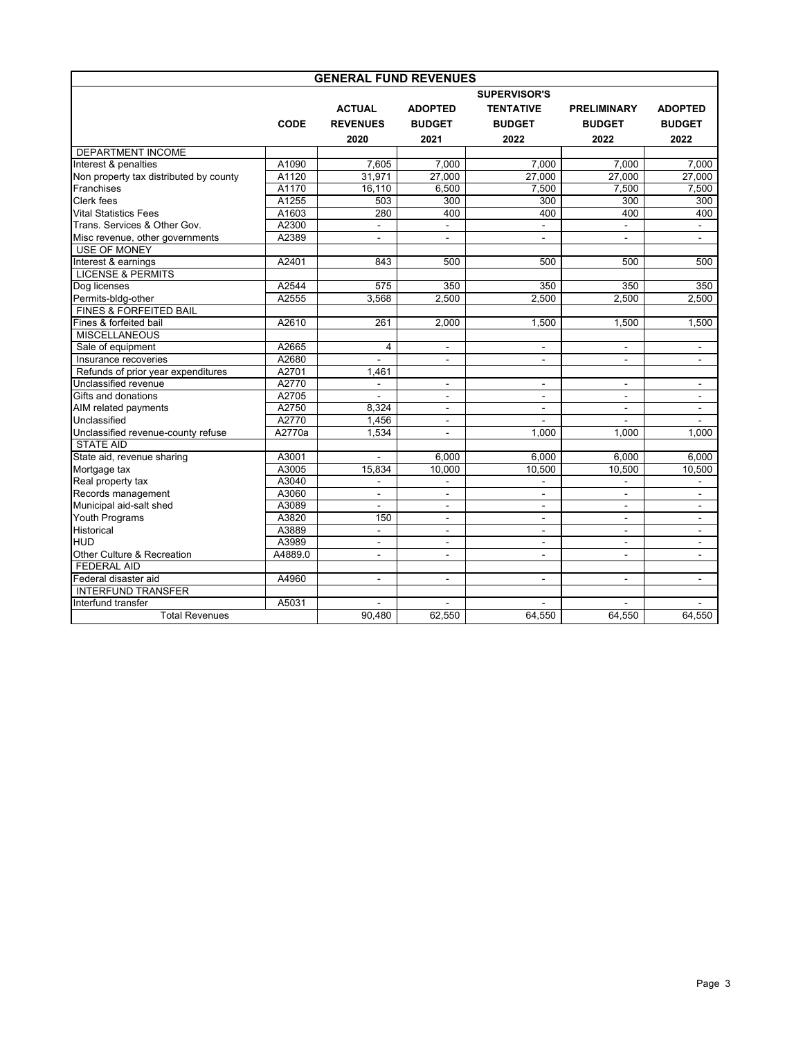| GENERAL FUND REVENUES | | | | | | |
|---|---|---|---|---|---|---|
| | CODE | ACTUAL REVENUES 2020 | ADOPTED BUDGET 2021 | SUPERVISOR'S TENTATIVE BUDGET 2022 | PRELIMINARY BUDGET 2022 | ADOPTED BUDGET 2022 |
| DEPARTMENT INCOME | | | | | | |
| Interest & penalties | A1090 | 7,605 | 7,000 | 7,000 | 7,000 | 7,000 |
| Non property tax distributed by county | A1120 | 31,971 | 27,000 | 27,000 | 27,000 | 27,000 |
| Franchises | A1170 | 16,110 | 6,500 | 7,500 | 7,500 | 7,500 |
| Clerk fees | A1255 | 503 | 300 | 300 | 300 | 300 |
| Vital Statistics Fees | A1603 | 280 | 400 | 400 | 400 | 400 |
| Trans. Services & Other Gov. | A2300 | - | - | - | - | - |
| Misc revenue, other governments | A2389 | - | - | - | - | - |
| USE OF MONEY | | | | | | |
| Interest & earnings | A2401 | 843 | 500 | 500 | 500 | 500 |
| LICENSE & PERMITS | | | | | | |
| Dog licenses | A2544 | 575 | 350 | 350 | 350 | 350 |
| Permits-bldg-other | A2555 | 3,568 | 2,500 | 2,500 | 2,500 | 2,500 |
| FINES & FORFEITED BAIL | | | | | | |
| Fines & forfeited bail | A2610 | 261 | 2,000 | 1,500 | 1,500 | 1,500 |
| MISCELLANEOUS | | | | | | |
| Sale of equipment | A2665 | 4 | - | - | - | - |
| Insurance recoveries | A2680 | - | - | - | - | - |
| Refunds of prior year expenditures | A2701 | 1,461 | | | | |
| Unclassified revenue | A2770 | - | - | - | - | - |
| Gifts and donations | A2705 | - | - | - | - | - |
| AIM related payments | A2750 | 8,324 | - | - | - | - |
| Unclassified | A2770 | 1,456 | - | - | - | - |
| Unclassified revenue-county refuse | A2770a | 1,534 | - | 1,000 | 1,000 | 1,000 |
| STATE AID | | | | | | |
| State aid, revenue sharing | A3001 | - | 6,000 | 6,000 | 6,000 | 6,000 |
| Mortgage tax | A3005 | 15,834 | 10,000 | 10,500 | 10,500 | 10,500 |
| Real property tax | A3040 | - | - | - | - | - |
| Records management | A3060 | - | - | - | - | - |
| Municipal aid-salt shed | A3089 | - | - | - | - | - |
| Youth Programs | A3820 | 150 | - | - | - | - |
| Historical | A3889 | - | - | - | - | - |
| HUD | A3989 | - | - | - | - | - |
| Other Culture & Recreation | A4889.0 | - | - | - | - | - |
| FEDERAL AID | | | | | | |
| Federal disaster aid | A4960 | - | - | - | - | - |
| INTERFUND TRANSFER | | | | | | |
| Interfund transfer | A5031 | - | - | - | - | - |
| Total Revenues | | 90,480 | 62,550 | 64,550 | 64,550 | 64,550 |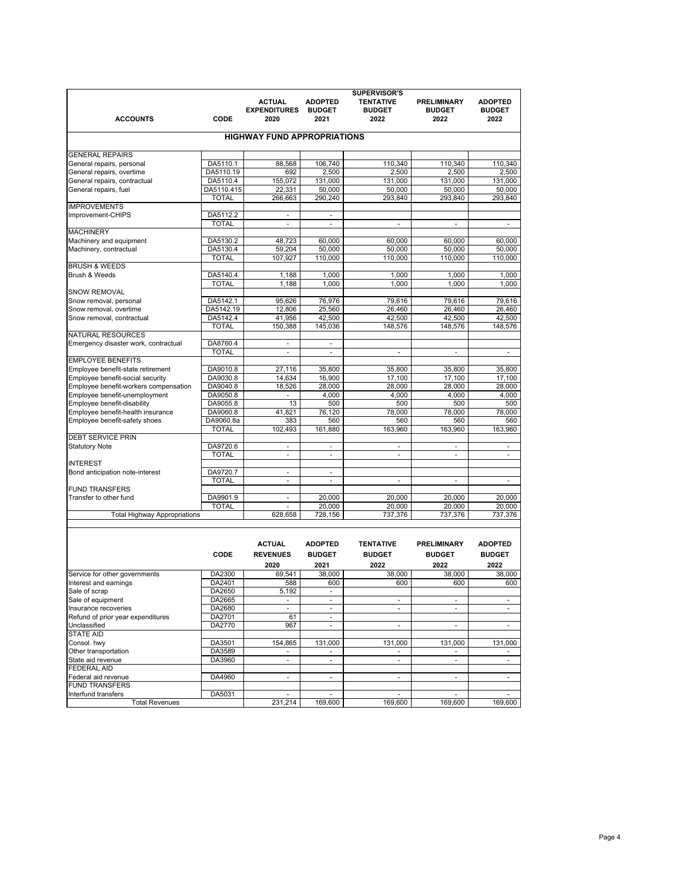| ACCOUNTS | CODE | ACTUAL EXPENDITURES 2020 | ADOPTED BUDGET 2021 | SUPERVISOR'S TENTATIVE BUDGET 2022 | PRELIMINARY BUDGET 2022 | ADOPTED BUDGET 2022 |
|---|---|---|---|---|---|---|
| **HIGHWAY FUND APPROPRIATIONS** | | | | | | |
| GENERAL REPAIRS | | | | | | |
| General repairs, personal | DA5110.1 | 88,568 | 106,740 | 110,340 | 110,340 | 110,340 |
| General repairs, overtime | DA5110.19 | 692 | 2,500 | 2,500 | 2,500 | 2,500 |
| General repairs, contractual | DA5110.4 | 155,072 | 131,000 | 131,000 | 131,000 | 131,000 |
| General repairs, fuel | DA5110.415 | 22,331 | 50,000 | 50,000 | 50,000 | 50,000 |
| | TOTAL | 266,663 | 290,240 | 293,840 | 293,840 | 293,840 |
| IMPROVEMENTS | | | | | | |
| Improvement-CHIPS | DA5112.2 | - | - | | | |
| | TOTAL | - | - | - | - | - |
| MACHINERY | | | | | | |
| Machinery and equipment | DA5130.2 | 48,723 | 60,000 | 60,000 | 60,000 | 60,000 |
| Machinery, contractual | DA5130.4 | 59,204 | 50,000 | 50,000 | 50,000 | 50,000 |
| | TOTAL | 107,927 | 110,000 | 110,000 | 110,000 | 110,000 |
| BRUSH & WEEDS | | | | | | |
| Brush & Weeds | DA5140.4 | 1,188 | 1,000 | 1,000 | 1,000 | 1,000 |
| | TOTAL | 1,188 | 1,000 | 1,000 | 1,000 | 1,000 |
| SNOW REMOVAL | | | | | | |
| Snow removal, personal | DA5142.1 | 95,626 | 76,976 | 79,616 | 79,616 | 79,616 |
| Snow removal, overtime | DA5142.19 | 12,806 | 25,560 | 26,460 | 26,460 | 26,460 |
| Snow removal, contractual | DA5142.4 | 41,956 | 42,500 | 42,500 | 42,500 | 42,500 |
| | TOTAL | 150,388 | 145,036 | 148,576 | 148,576 | 148,576 |
| NATURAL RESOURCES | | | | | | |
| Emergency disaster work, contractual | DA8760.4 | - | - | | | |
| | TOTAL | - | - | - | - | - |
| EMPLOYEE BENEFITS | | | | | | |
| Employee benefit-state retirement | DA9010.8 | 27,116 | 35,800 | 35,800 | 35,800 | 35,800 |
| Employee benefit-social security | DA9030.8 | 14,634 | 16,900 | 17,100 | 17,100 | 17,100 |
| Employee benefit-workers compensation | DA9040.8 | 18,526 | 28,000 | 28,000 | 28,000 | 28,000 |
| Employee benefit-unemployment | DA9050.8 | - | 4,000 | 4,000 | 4,000 | 4,000 |
| Employee benefit-disability | DA9055.8 | 13 | 500 | 500 | 500 | 500 |
| Employee benefit-health insurance | DA9060.8 | 41,821 | 76,120 | 78,000 | 78,000 | 78,000 |
| Employee benefit-safety shoes | DA9060.8a | 383 | 560 | 560 | 560 | 560 |
| | TOTAL | 102,493 | 161,880 | 163,960 | 163,960 | 163,960 |
| DEBT SERVICE PRIN | | | | | | |
| Statutory Note | DA9720.6 | - | - | - | - | - |
| | TOTAL | - | - | - | - | - |
| INTEREST | | | | | | |
| Bond anticipation note-interest | DA9720.7 | - | - | | | |
| | TOTAL | - | - | - | - | - |
| FUND TRANSFERS | | | | | | |
| Transfer to other fund | DA9901.9 | - | 20,000 | 20,000 | 20,000 | 20,000 |
| | TOTAL | - | 20,000 | 20,000 | 20,000 | 20,000 |
| Total Highway Appropriations | | 628,658 | 728,156 | 737,376 | 737,376 | 737,376 |

| | CODE | ACTUAL REVENUES 2020 | ADOPTED BUDGET 2021 | TENTATIVE BUDGET 2022 | PRELIMINARY BUDGET 2022 | ADOPTED BUDGET 2022 |
|---|---|---|---|---|---|---|
| Service for other governments | DA2300 | 69,541 | 38,000 | 38,000 | 38,000 | 38,000 |
| Interest and earnings | DA2401 | 588 | 600 | 600 | 600 | 600 |
| Sale of scrap | DA2650 | 5,192 | - | | | |
| Sale of equipment | DA2665 | - | - | - | - | - |
| Insurance recoveries | DA2680 | - | - | - | - | - |
| Refund of prior year expenditures | DA2701 | 61 | - | | | |
| Unclassified | DA2770 | 967 | - | - | - | - |
| STATE AID | | | | | | |
| Consol. hwy | DA3501 | 154,865 | 131,000 | 131,000 | 131,000 | 131,000 |
| Other transportation | DA3589 | - | - | - | - | - |
| State aid revenue | DA3960 | - | - | - | - | - |
| FEDERAL AID | | | | | | |
| Federal aid revenue | DA4960 | - | - | - | - | - |
| FUND TRANSFERS | | | | | | |
| Interfund transfers | DA5031 | - | - | - | - | - |
| Total Revenues | | 231,214 | 169,600 | 169,600 | 169,600 | 169,600 |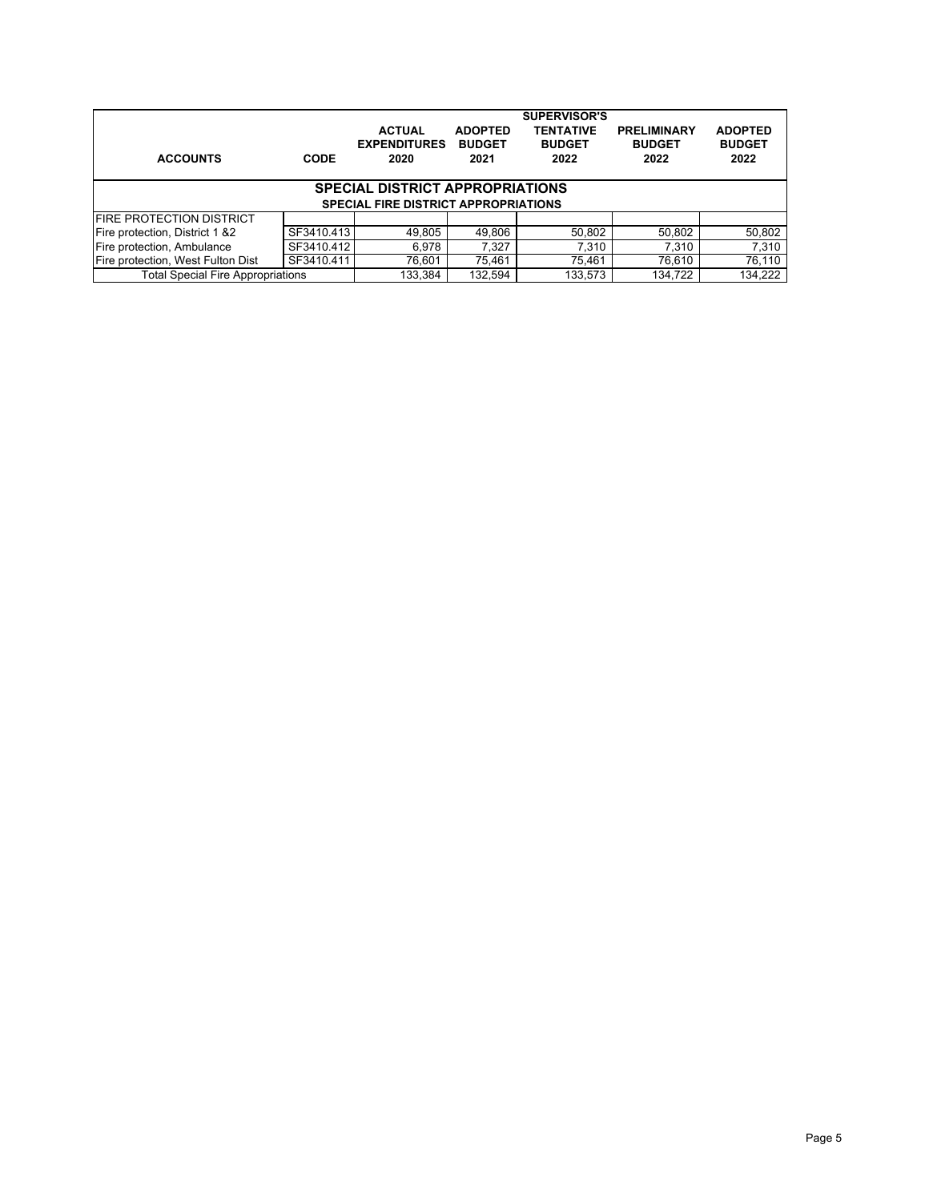| ACCOUNTS | CODE | ACTUAL EXPENDITURES 2020 | ADOPTED BUDGET 2021 | SUPERVISOR'S TENTATIVE BUDGET 2022 | PRELIMINARY BUDGET 2022 | ADOPTED BUDGET 2022 |
|---|---|---|---|---|---|---|
| **SPECIAL DISTRICT APPROPRIATIONS** | | | | | | |
| **SPECIAL FIRE DISTRICT APPROPRIATIONS** | | | | | | |
| FIRE PROTECTION DISTRICT | | | | | | |
| Fire protection, District 1 &2 | SF3410.413 | 49,805 | 49,806 | 50,802 | 50,802 | 50,802 |
| Fire protection, Ambulance | SF3410.412 | 6,978 | 7,327 | 7,310 | 7,310 | 7,310 |
| Fire protection, West Fulton Dist | SF3410.411 | 76,601 | 75,461 | 75,461 | 76,610 | 76,110 |
| Total Special Fire Appropriations | | 133,384 | 132,594 | 133,573 | 134,722 | 134,222 |